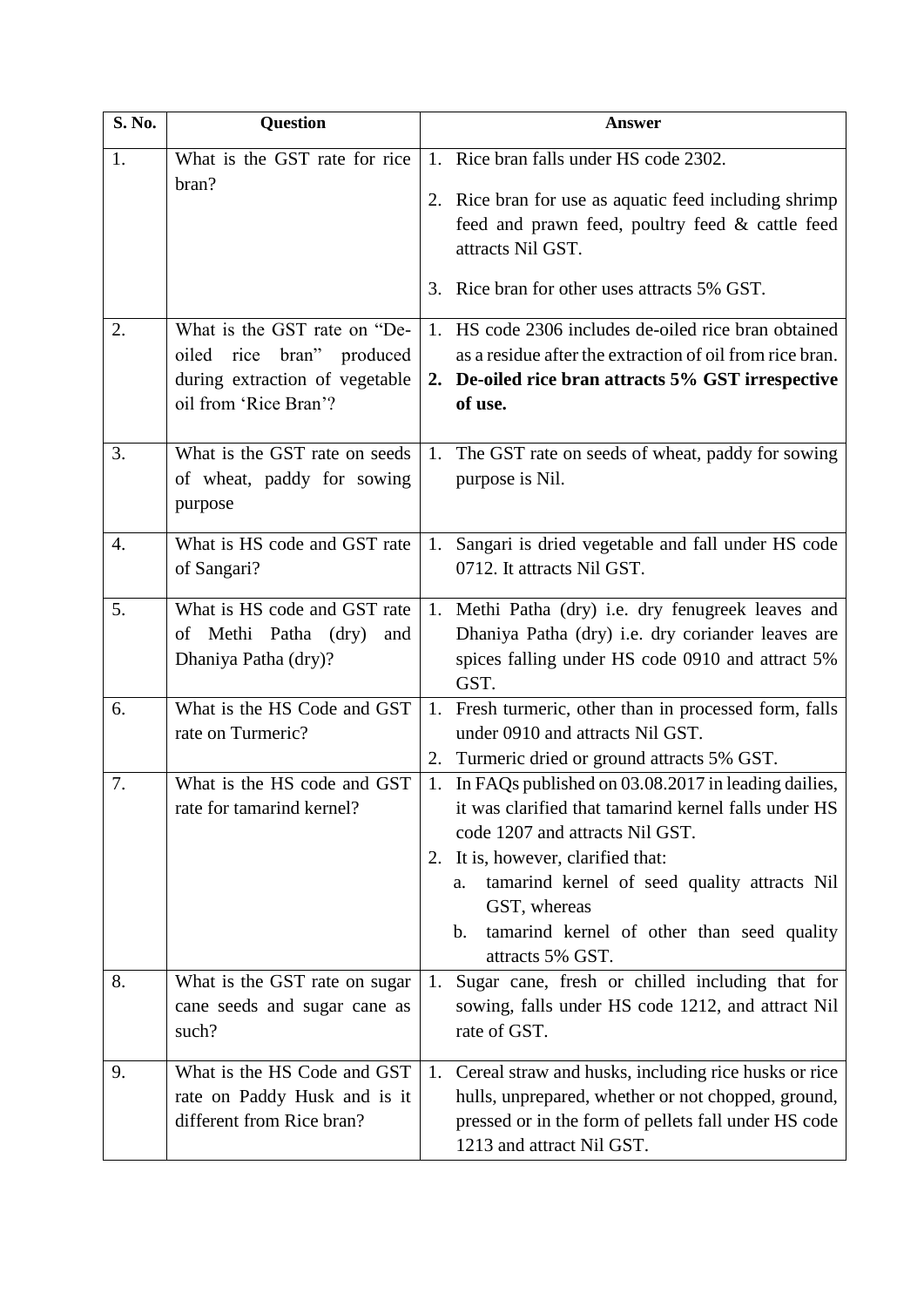| S. No. | Question | Answer |
|---|---|---|
| 1. | What is the GST rate for rice bran? | 1. Rice bran falls under HS code 2302.<br>2. Rice bran for use as aquatic feed including shrimp feed and prawn feed, poultry feed & cattle feed attracts Nil GST.<br>3. Rice bran for other uses attracts 5% GST. |
| 2. | What is the GST rate on "De-oiled rice bran" produced during extraction of vegetable oil from 'Rice Bran'? | 1. HS code 2306 includes de-oiled rice bran obtained as a residue after the extraction of oil from rice bran.<br>**2. De-oiled rice bran attracts 5% GST irrespective of use.** |
| 3. | What is the GST rate on seeds of wheat, paddy for sowing purpose | 1. The GST rate on seeds of wheat, paddy for sowing purpose is Nil. |
| 4. | What is HS code and GST rate of Sangari? | 1. Sangari is dried vegetable and fall under HS code 0712. It attracts Nil GST. |
| 5. | What is HS code and GST rate of Methi Patha (dry) and Dhaniya Patha (dry)? | 1. Methi Patha (dry) i.e. dry fenugreek leaves and Dhaniya Patha (dry) i.e. dry coriander leaves are spices falling under HS code 0910 and attract 5% GST. |
| 6. | What is the HS Code and GST rate on Turmeric? | 1. Fresh turmeric, other than in processed form, falls under 0910 and attracts Nil GST.<br>2. Turmeric dried or ground attracts 5% GST. |
| 7. | What is the HS code and GST rate for tamarind kernel? | 1. In FAQs published on 03.08.2017 in leading dailies, it was clarified that tamarind kernel falls under HS code 1207 and attracts Nil GST.<br>2. It is, however, clarified that:<br>a. tamarind kernel of seed quality attracts Nil GST, whereas<br>b. tamarind kernel of other than seed quality attracts 5% GST. |
| 8. | What is the GST rate on sugar cane seeds and sugar cane as such? | 1. Sugar cane, fresh or chilled including that for sowing, falls under HS code 1212, and attract Nil rate of GST. |
| 9. | What is the HS Code and GST rate on Paddy Husk and is it different from Rice bran? | 1. Cereal straw and husks, including rice husks or rice hulls, unprepared, whether or not chopped, ground, pressed or in the form of pellets fall under HS code 1213 and attract Nil GST. |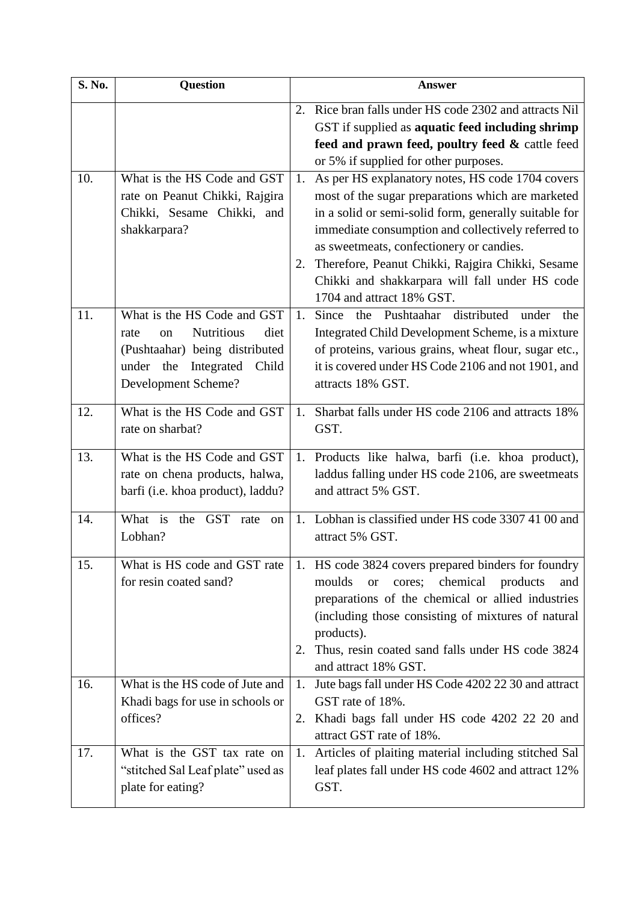| S. No. | Question | Answer |
|---|---|---|
| | | 2. Rice bran falls under HS code 2302 and attracts Nil GST if supplied as **aquatic feed including shrimp feed and prawn feed, poultry feed &** cattle feed or 5% if supplied for other purposes. |
| 10. | What is the HS Code and GST rate on Peanut Chikki, Rajgira Chikki, Sesame Chikki, and shakkarpara? | 1. As per HS explanatory notes, HS code 1704 covers most of the sugar preparations which are marketed in a solid or semi-solid form, generally suitable for immediate consumption and collectively referred to as sweetmeats, confectionery or candies.<br>2. Therefore, Peanut Chikki, Rajgira Chikki, Sesame Chikki and shakkarpara will fall under HS code 1704 and attract 18% GST. |
| 11. | What is the HS Code and GST rate on Nutritious diet (Pushtaahar) being distributed under the Integrated Child Development Scheme? | 1. Since the Pushtaahar distributed under the Integrated Child Development Scheme, is a mixture of proteins, various grains, wheat flour, sugar etc., it is covered under HS Code 2106 and not 1901, and attracts 18% GST. |
| 12. | What is the HS Code and GST rate on sharbat? | 1. Sharbat falls under HS code 2106 and attracts 18% GST. |
| 13. | What is the HS Code and GST rate on chena products, halwa, barfi (i.e. khoa product), laddu? | 1. Products like halwa, barfi (i.e. khoa product), laddus falling under HS code 2106, are sweetmeats and attract 5% GST. |
| 14. | What is the GST rate on Lobhan? | 1. Lobhan is classified under HS code 3307 41 00 and attract 5% GST. |
| 15. | What is HS code and GST rate for resin coated sand? | 1. HS code 3824 covers prepared binders for foundry moulds or cores; chemical products and preparations of the chemical or allied industries (including those consisting of mixtures of natural products).<br>2. Thus, resin coated sand falls under HS code 3824 and attract 18% GST. |
| 16. | What is the HS code of Jute and Khadi bags for use in schools or offices? | 1. Jute bags fall under HS Code 4202 22 30 and attract GST rate of 18%.<br>2. Khadi bags fall under HS code 4202 22 20 and attract GST rate of 18%. |
| 17. | What is the GST tax rate on "stitched Sal Leaf plate" used as plate for eating? | 1. Articles of plaiting material including stitched Sal leaf plates fall under HS code 4602 and attract 12% GST. |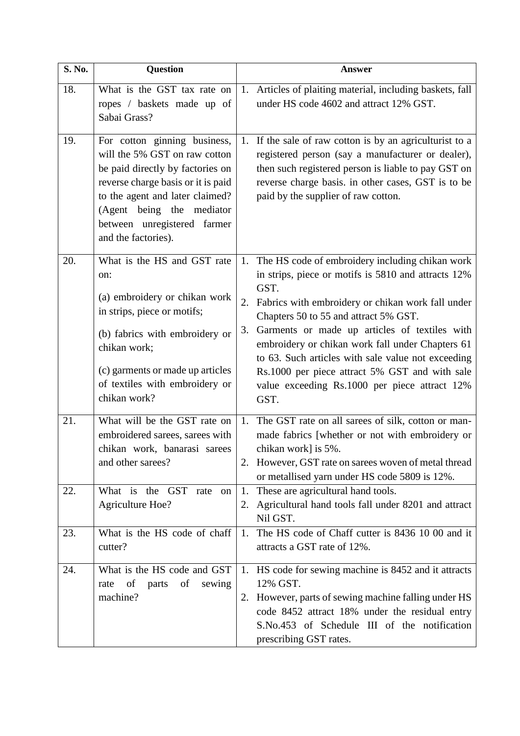| S. No. | Question | Answer |
|---|---|---|
| 18. | What is the GST tax rate on ropes / baskets made up of Sabai Grass? | 1. Articles of plaiting material, including baskets, fall under HS code 4602 and attract 12% GST. |
| 19. | For cotton ginning business, will the 5% GST on raw cotton be paid directly by factories on reverse charge basis or it is paid to the agent and later claimed? (Agent being the mediator between unregistered farmer and the factories). | 1. If the sale of raw cotton is by an agriculturist to a registered person (say a manufacturer or dealer), then such registered person is liable to pay GST on reverse charge basis. in other cases, GST is to be paid by the supplier of raw cotton. |
| 20. | What is the HS and GST rate on:<br><br>(a) embroidery or chikan work in strips, piece or motifs;<br><br>(b) fabrics with embroidery or chikan work;<br><br>(c) garments or made up articles of textiles with embroidery or chikan work? | 1. The HS code of embroidery including chikan work in strips, piece or motifs is 5810 and attracts 12% GST.<br>2. Fabrics with embroidery or chikan work fall under Chapters 50 to 55 and attract 5% GST.<br>3. Garments or made up articles of textiles with embroidery or chikan work fall under Chapters 61 to 63. Such articles with sale value not exceeding Rs.1000 per piece attract 5% GST and with sale value exceeding Rs.1000 per piece attract 12% GST. |
| 21. | What will be the GST rate on embroidered sarees, sarees with chikan work, banarasi sarees and other sarees? | 1. The GST rate on all sarees of silk, cotton or man-made fabrics [whether or not with embroidery or chikan work] is 5%.<br>2. However, GST rate on sarees woven of metal thread or metallised yarn under HS code 5809 is 12%. |
| 22. | What is the GST rate on Agriculture Hoe? | 1. These are agricultural hand tools.<br>2. Agricultural hand tools fall under 8201 and attract Nil GST. |
| 23. | What is the HS code of chaff cutter? | 1. The HS code of Chaff cutter is 8436 10 00 and it attracts a GST rate of 12%. |
| 24. | What is the HS code and GST rate of parts of sewing machine? | 1. HS code for sewing machine is 8452 and it attracts 12% GST.<br>2. However, parts of sewing machine falling under HS code 8452 attract 18% under the residual entry S.No.453 of Schedule III of the notification prescribing GST rates. |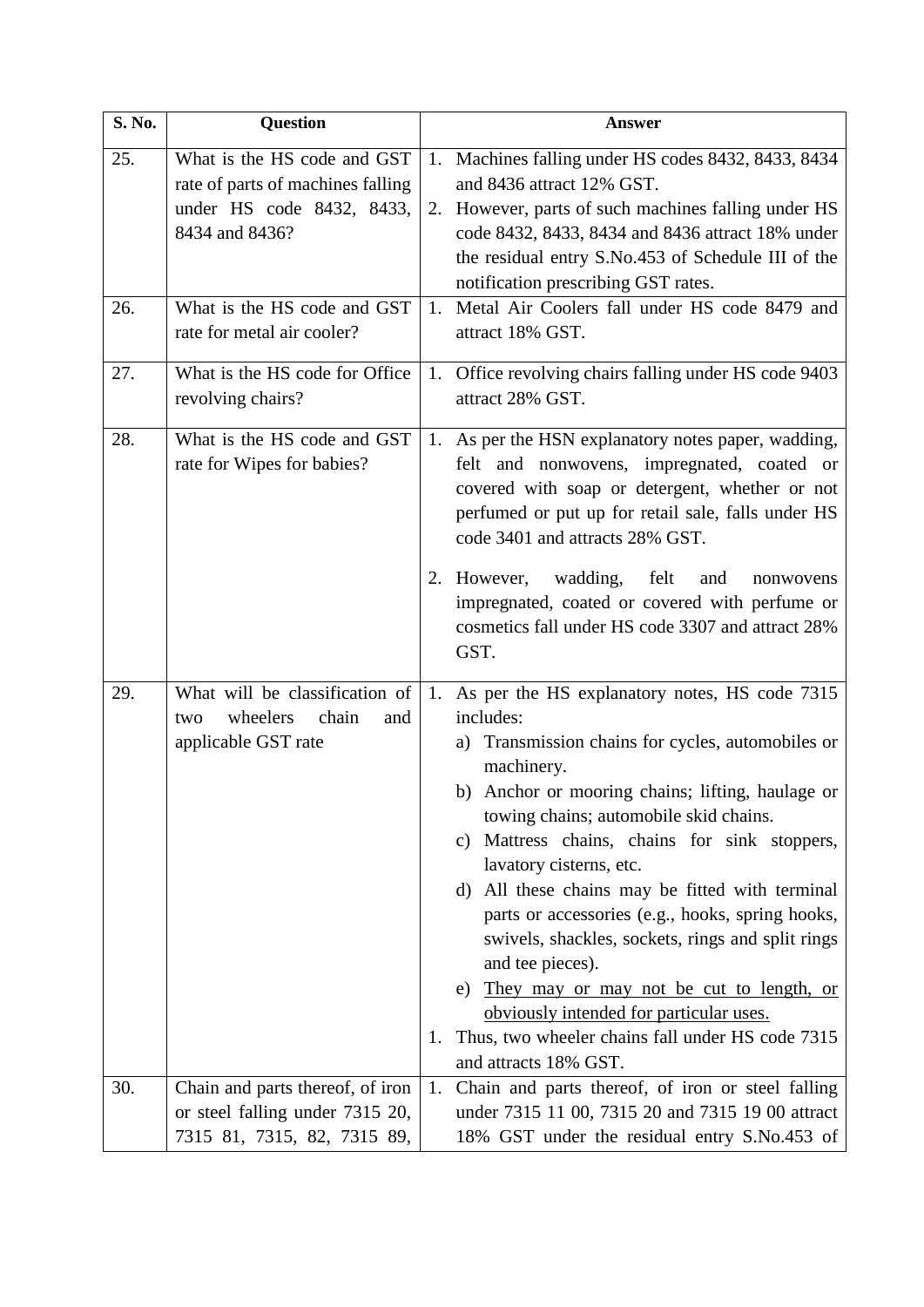| S. No. | Question | Answer |
|---|---|---|
| 25. | What is the HS code and GST rate of parts of machines falling under HS code 8432, 8433, 8434 and 8436? | 1. Machines falling under HS codes 8432, 8433, 8434 and 8436 attract 12% GST.<br>2. However, parts of such machines falling under HS code 8432, 8433, 8434 and 8436 attract 18% under the residual entry S.No.453 of Schedule III of the notification prescribing GST rates. |
| 26. | What is the HS code and GST rate for metal air cooler? | 1. Metal Air Coolers fall under HS code 8479 and attract 18% GST. |
| 27. | What is the HS code for Office revolving chairs? | 1. Office revolving chairs falling under HS code 9403 attract 28% GST. |
| 28. | What is the HS code and GST rate for Wipes for babies? | 1. As per the HSN explanatory notes paper, wadding, felt and nonwovens, impregnated, coated or covered with soap or detergent, whether or not perfumed or put up for retail sale, falls under HS code 3401 and attracts 28% GST.<br><br>2. However, wadding, felt and nonwovens impregnated, coated or covered with perfume or cosmetics fall under HS code 3307 and attract 28% GST. |
| 29. | What will be classification of two wheelers chain and applicable GST rate | 1. As per the HS explanatory notes, HS code 7315 includes:<br>a) Transmission chains for cycles, automobiles or machinery.<br>b) Anchor or mooring chains; lifting, haulage or towing chains; automobile skid chains.<br>c) Mattress chains, chains for sink stoppers, lavatory cisterns, etc.<br>d) All these chains may be fitted with terminal parts or accessories (e.g., hooks, spring hooks, swivels, shackles, sockets, rings and split rings and tee pieces).<br>e) <u>They may or may not be cut to length, or obviously intended for particular uses.</u><br>1. Thus, two wheeler chains fall under HS code 7315 and attracts 18% GST. |
| 30. | Chain and parts thereof, of iron or steel falling under 7315 20, 7315 81, 7315, 82, 7315 89, | 1. Chain and parts thereof, of iron or steel falling under 7315 11 00, 7315 20 and 7315 19 00 attract 18% GST under the residual entry S.No.453 of |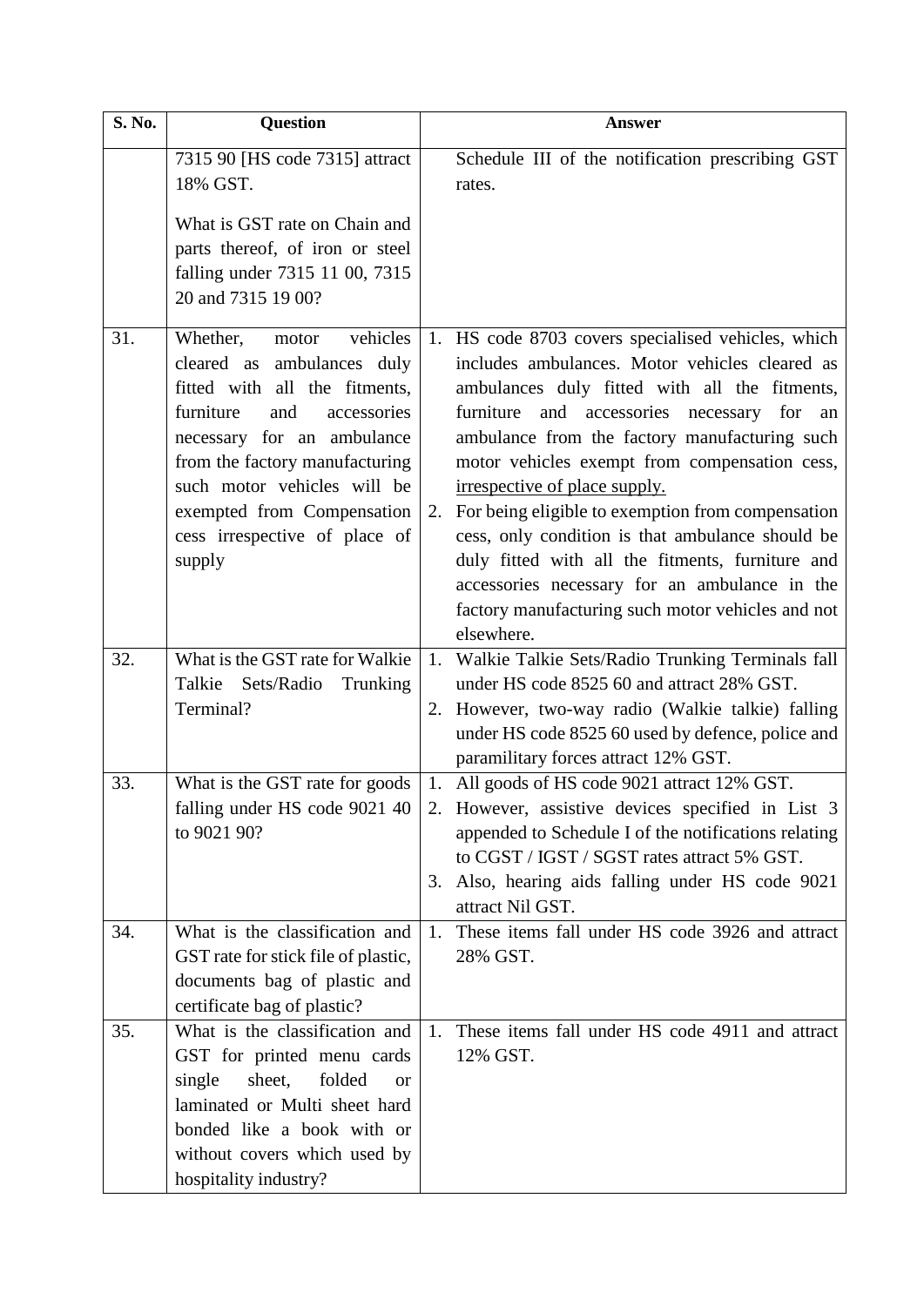| S. No. | Question | Answer |
|---|---|---|
| | 7315 90 [HS code 7315] attract 18% GST.<br><br>What is GST rate on Chain and parts thereof, of iron or steel falling under 7315 11 00, 7315 20 and 7315 19 00? | Schedule III of the notification prescribing GST rates. |
| 31. | Whether, motor vehicles cleared as ambulances duly fitted with all the fitments, furniture and accessories necessary for an ambulance from the factory manufacturing such motor vehicles will be exempted from Compensation cess irrespective of place of supply | 1. HS code 8703 covers specialised vehicles, which includes ambulances. Motor vehicles cleared as ambulances duly fitted with all the fitments, furniture and accessories necessary for an ambulance from the factory manufacturing such motor vehicles exempt from compensation cess, <u>irrespective of place supply.</u><br>2. For being eligible to exemption from compensation cess, only condition is that ambulance should be duly fitted with all the fitments, furniture and accessories necessary for an ambulance in the factory manufacturing such motor vehicles and not elsewhere. |
| 32. | What is the GST rate for Walkie Talkie Sets/Radio Trunking Terminal? | 1. Walkie Talkie Sets/Radio Trunking Terminals fall under HS code 8525 60 and attract 28% GST.<br>2. However, two-way radio (Walkie talkie) falling under HS code 8525 60 used by defence, police and paramilitary forces attract 12% GST. |
| 33. | What is the GST rate for goods falling under HS code 9021 40 to 9021 90? | 1. All goods of HS code 9021 attract 12% GST.<br>2. However, assistive devices specified in List 3 appended to Schedule I of the notifications relating to CGST / IGST / SGST rates attract 5% GST.<br>3. Also, hearing aids falling under HS code 9021 attract Nil GST. |
| 34. | What is the classification and GST rate for stick file of plastic, documents bag of plastic and certificate bag of plastic? | 1. These items fall under HS code 3926 and attract 28% GST. |
| 35. | What is the classification and GST for printed menu cards single sheet, folded or laminated or Multi sheet hard bonded like a book with or without covers which used by hospitality industry? | 1. These items fall under HS code 4911 and attract 12% GST. |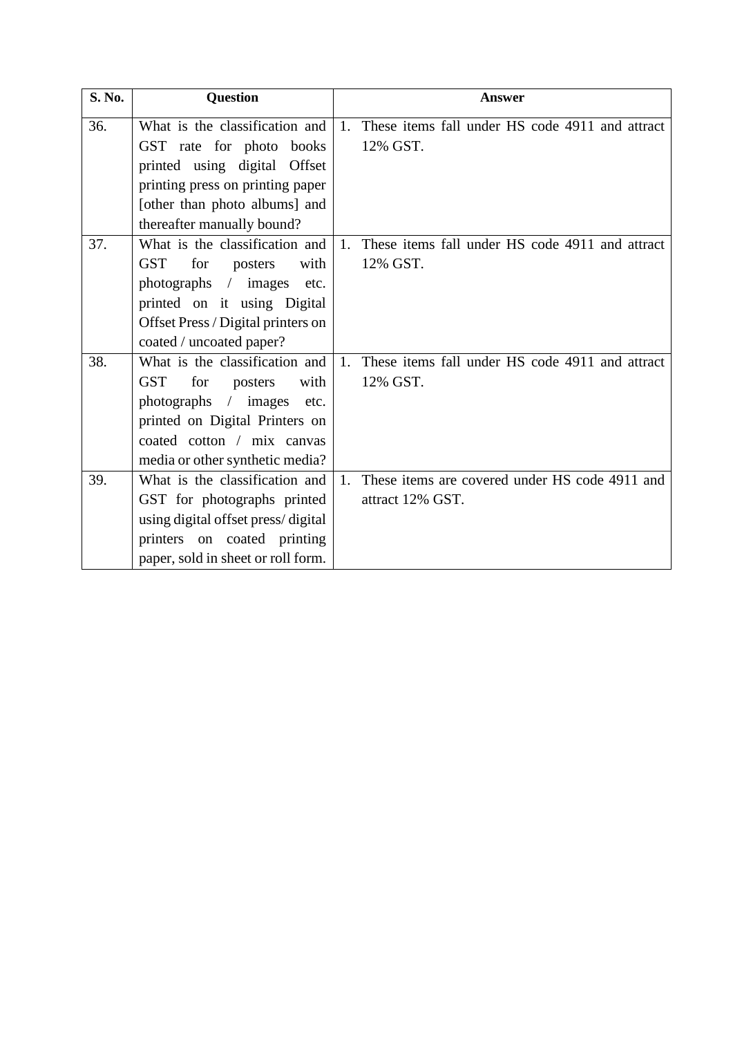| S. No. | Question | Answer |
|---|---|---|
| 36. | What is the classification and GST rate for photo books printed using digital Offset printing press on printing paper [other than photo albums] and thereafter manually bound? | 1. These items fall under HS code 4911 and attract 12% GST. |
| 37. | What is the classification and GST for posters with photographs / images etc. printed on it using Digital Offset Press / Digital printers on coated / uncoated paper? | 1. These items fall under HS code 4911 and attract 12% GST. |
| 38. | What is the classification and GST for posters with photographs / images etc. printed on Digital Printers on coated cotton / mix canvas media or other synthetic media? | 1. These items fall under HS code 4911 and attract 12% GST. |
| 39. | What is the classification and GST for photographs printed using digital offset press/ digital printers on coated printing paper, sold in sheet or roll form. | 1. These items are covered under HS code 4911 and attract 12% GST. |